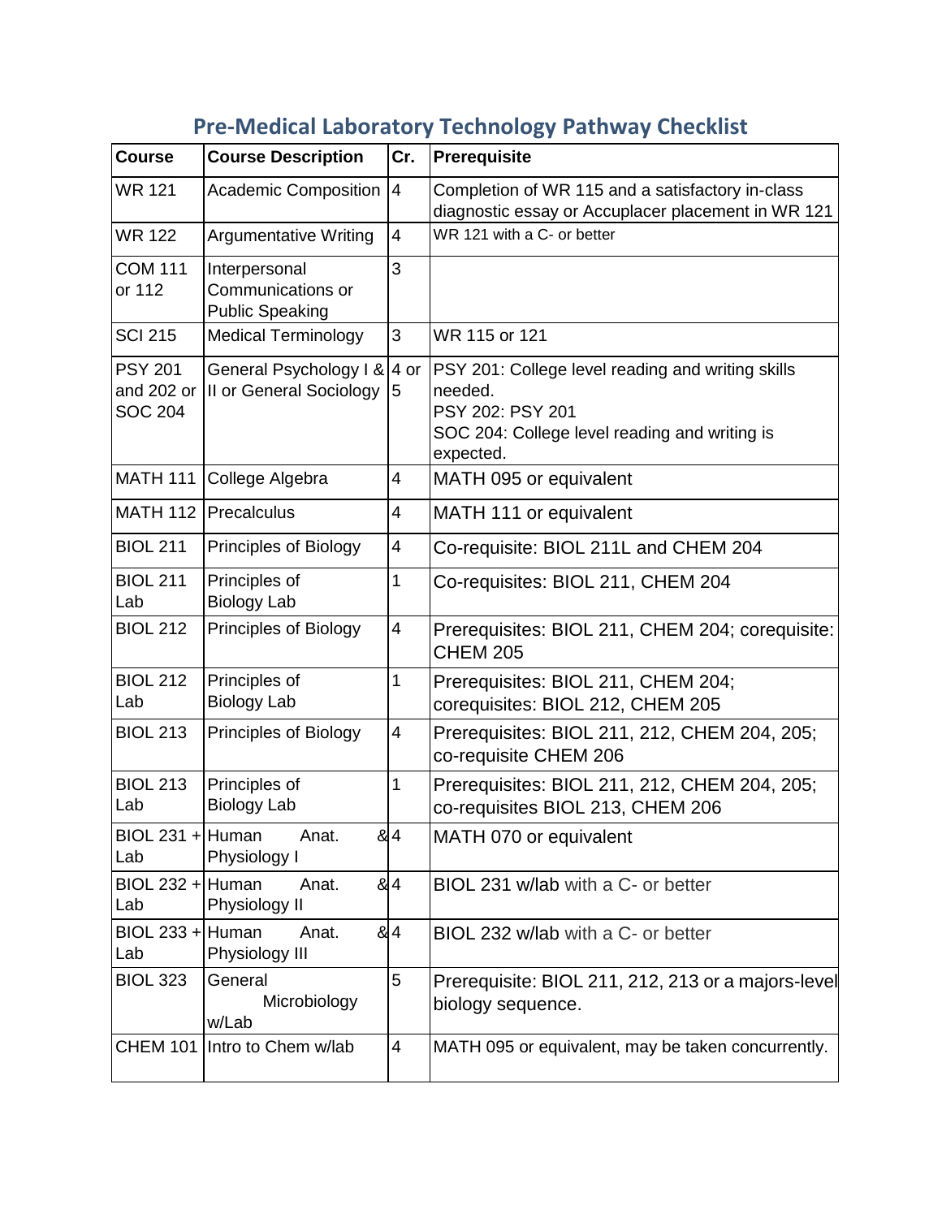## Pre-Medical Laboratory Technology Pathway Checklist

| Course | Course Description | Cr. | Prerequisite |
|---|---|---|---|
| WR 121 | Academic Composition | 4 | Completion of WR 115 and a satisfactory in-class diagnostic essay or Accuplacer placement in WR 121 |
| WR 122 | Argumentative Writing | 4 | WR 121 with a C- or better |
| COM 111 or 112 | Interpersonal Communications or Public Speaking | 3 | |
| SCI 215 | Medical Terminology | 3 | WR 115 or 121 |
| PSY 201 and 202 or SOC 204 | General Psychology I & II or General Sociology | 4 or 5 | PSY 201: College level reading and writing skills needed.<br>PSY 202: PSY 201<br>SOC 204: College level reading and writing is expected. |
| MATH 111 | College Algebra | 4 | MATH 095 or equivalent |
| MATH 112 | Precalculus | 4 | MATH 111 or equivalent |
| BIOL 211 | Principles of Biology | 4 | Co-requisite: BIOL 211L and CHEM 204 |
| BIOL 211 Lab | Principles of Biology Lab | 1 | Co-requisites: BIOL 211, CHEM 204 |
| BIOL 212 | Principles of Biology | 4 | Prerequisites: BIOL 211, CHEM 204; corequisite: CHEM 205 |
| BIOL 212 Lab | Principles of Biology Lab | 1 | Prerequisites: BIOL 211, CHEM 204; corequisites: BIOL 212, CHEM 205 |
| BIOL 213 | Principles of Biology | 4 | Prerequisites: BIOL 211, 212, CHEM 204, 205; co-requisite CHEM 206 |
| BIOL 213 Lab | Principles of Biology Lab | 1 | Prerequisites: BIOL 211, 212, CHEM 204, 205; co-requisites BIOL 213, CHEM 206 |
| BIOL 231 + Lab | Human Anat. & Physiology I | 4 | MATH 070 or equivalent |
| BIOL 232 + Lab | Human Anat. & Physiology II | 4 | BIOL 231 w/lab with a C- or better |
| BIOL 233 + Lab | Human Anat. & Physiology III | 4 | BIOL 232 w/lab with a C- or better |
| BIOL 323 | General Microbiology w/Lab | 5 | Prerequisite: BIOL 211, 212, 213 or a majors-level biology sequence. |
| CHEM 101 | Intro to Chem w/lab | 4 | MATH 095 or equivalent, may be taken concurrently. |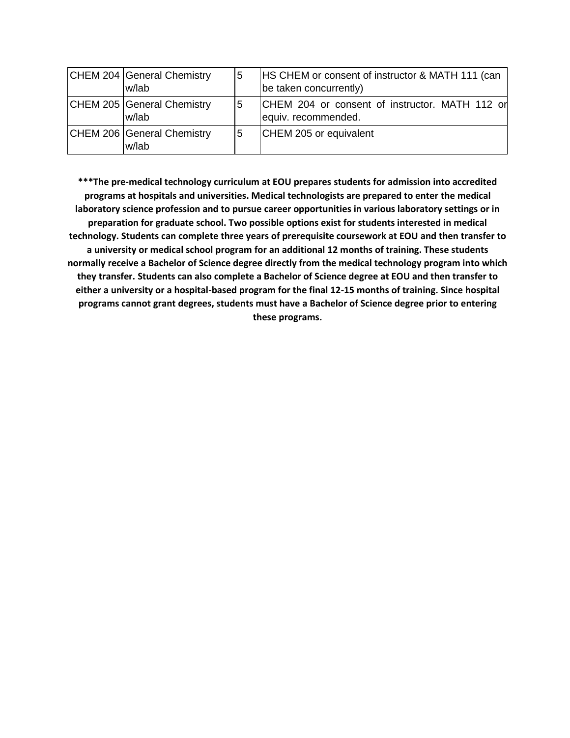| | | | |
|---|---|---|---|
| CHEM 204 | General Chemistry w/lab | 5 | HS CHEM or consent of instructor & MATH 111 (can be taken concurrently) |
| CHEM 205 | General Chemistry w/lab | 5 | CHEM 204 or consent of instructor. MATH 112 or equiv. recommended. |
| CHEM 206 | General Chemistry w/lab | 5 | CHEM 205 or equivalent |

**\*\*\*The pre-medical technology curriculum at EOU prepares students for admission into accredited programs at hospitals and universities. Medical technologists are prepared to enter the medical laboratory science profession and to pursue career opportunities in various laboratory settings or in preparation for graduate school. Two possible options exist for students interested in medical technology. Students can complete three years of prerequisite coursework at EOU and then transfer to a university or medical school program for an additional 12 months of training. These students normally receive a Bachelor of Science degree directly from the medical technology program into which they transfer. Students can also complete a Bachelor of Science degree at EOU and then transfer to either a university or a hospital-based program for the final 12-15 months of training. Since hospital programs cannot grant degrees, students must have a Bachelor of Science degree prior to entering these programs.**